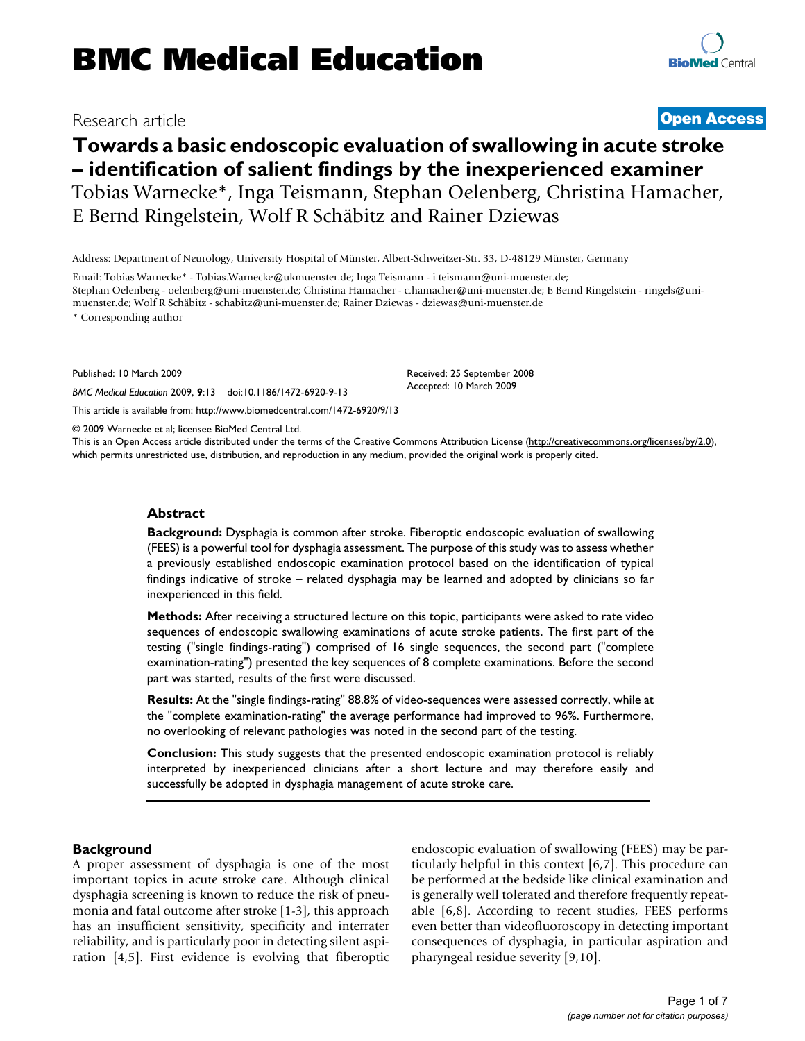Research article

**Open Access**

# Towards a basic endoscopic evaluation of swallowing in acute stroke – identification of salient findings by the inexperienced examiner

Tobias Warnecke*, Inga Teismann, Stephan Oelenberg, Christina Hamacher, E Bernd Ringelstein, Wolf R Schäbitz and Rainer Dziewas

Address: Department of Neurology, University Hospital of Münster, Albert-Schweitzer-Str. 33, D-48129 Münster, Germany

Email: Tobias Warnecke* - Tobias.Warnecke@ukmuenster.de; Inga Teismann - i.teismann@uni-muenster.de; Stephan Oelenberg - oelenberg@uni-muenster.de; Christina Hamacher - c.hamacher@uni-muenster.de; E Bernd Ringelstein - ringels@uni-muenster.de; Wolf R Schäbitz - schabitz@uni-muenster.de; Rainer Dziewas - dziewas@uni-muenster.de

* Corresponding author

Published: 10 March 2009

*BMC Medical Education* 2009, **9**:13 doi:10.1186/1472-6920-9-13

Received: 25 September 2008
Accepted: 10 March 2009

This article is available from: http://www.biomedcentral.com/1472-6920/9/13

© 2009 Warnecke et al; licensee BioMed Central Ltd.
This is an Open Access article distributed under the terms of the Creative Commons Attribution License (http://creativecommons.org/licenses/by/2.0), which permits unrestricted use, distribution, and reproduction in any medium, provided the original work is properly cited.

## Abstract

**Background:** Dysphagia is common after stroke. Fiberoptic endoscopic evaluation of swallowing (FEES) is a powerful tool for dysphagia assessment. The purpose of this study was to assess whether a previously established endoscopic examination protocol based on the identification of typical findings indicative of stroke – related dysphagia may be learned and adopted by clinicians so far inexperienced in this field.

**Methods:** After receiving a structured lecture on this topic, participants were asked to rate video sequences of endoscopic swallowing examinations of acute stroke patients. The first part of the testing ("single findings-rating") comprised of 16 single sequences, the second part ("complete examination-rating") presented the key sequences of 8 complete examinations. Before the second part was started, results of the first were discussed.

**Results:** At the "single findings-rating" 88.8% of video-sequences were assessed correctly, while at the "complete examination-rating" the average performance had improved to 96%. Furthermore, no overlooking of relevant pathologies was noted in the second part of the testing.

**Conclusion:** This study suggests that the presented endoscopic examination protocol is reliably interpreted by inexperienced clinicians after a short lecture and may therefore easily and successfully be adopted in dysphagia management of acute stroke care.

## Background

A proper assessment of dysphagia is one of the most important topics in acute stroke care. Although clinical dysphagia screening is known to reduce the risk of pneumonia and fatal outcome after stroke [1-3], this approach has an insufficient sensitivity, specificity and interrater reliability, and is particularly poor in detecting silent aspiration [4,5]. First evidence is evolving that fiberoptic endoscopic evaluation of swallowing (FEES) may be particularly helpful in this context [6,7]. This procedure can be performed at the bedside like clinical examination and is generally well tolerated and therefore frequently repeatable [6,8]. According to recent studies, FEES performs even better than videofluoroscopy in detecting important consequences of dysphagia, in particular aspiration and pharyngeal residue severity [9,10].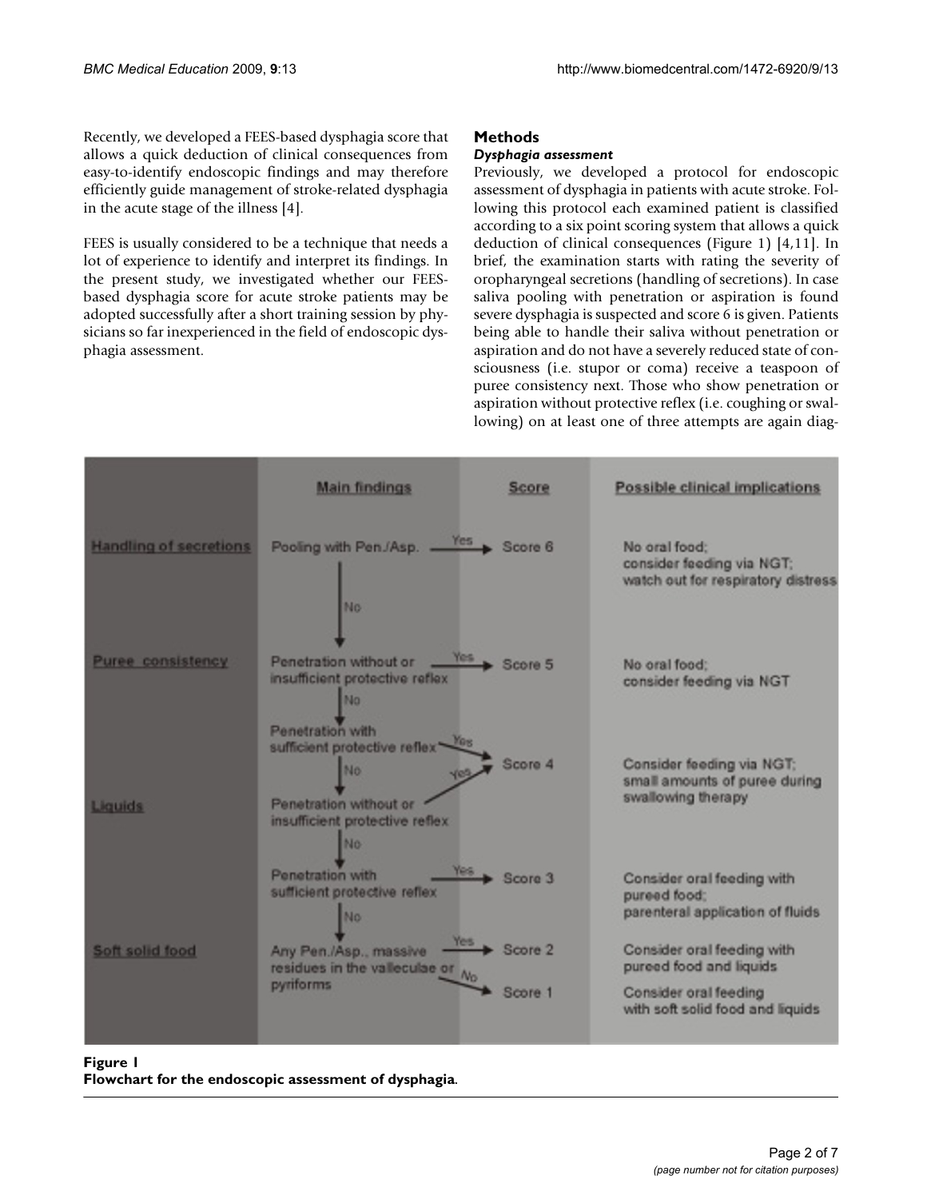Recently, we developed a FEES-based dysphagia score that allows a quick deduction of clinical consequences from easy-to-identify endoscopic findings and may therefore efficiently guide management of stroke-related dysphagia in the acute stage of the illness [4].

FEES is usually considered to be a technique that needs a lot of experience to identify and interpret its findings. In the present study, we investigated whether our FEES-based dysphagia score for acute stroke patients may be adopted successfully after a short training session by physicians so far inexperienced in the field of endoscopic dysphagia assessment.

## Methods

### *Dysphagia assessment*

Previously, we developed a protocol for endoscopic assessment of dysphagia in patients with acute stroke. Following this protocol each examined patient is classified according to a six point scoring system that allows a quick deduction of clinical consequences (Figure 1) [4,11]. In brief, the examination starts with rating the severity of oropharyngeal secretions (handling of secretions). In case saliva pooling with penetration or aspiration is found severe dysphagia is suspected and score 6 is given. Patients being able to handle their saliva without penetration or aspiration and do not have a severely reduced state of consciousness (i.e. stupor or coma) receive a teaspoon of puree consistency next. Those who show penetration or aspiration without protective reflex (i.e. coughing or swallowing) on at least one of three attempts are again diag-

| | Main findings | Score | Possible clinical implications |
|---|---|---|---|
| Handling of secretions | Pooling with Pen./Asp. → Yes (No → next step) | Score 6 | No oral food; consider feeding via NGT; watch out for respiratory distress |
| Puree consistency | Penetration without or insufficient protective reflex → Yes (No → next step) | Score 5 | No oral food; consider feeding via NGT |
| | Penetration with sufficient protective reflex → Yes (No → next step) | Score 4 | Consider feeding via NGT; small amounts of puree during swallowing therapy |
| Liquids | Penetration without or insufficient protective reflex → Yes (No → next step) | Score 4 | |
| | Penetration with sufficient protective reflex → Yes (No → next step) | Score 3 | Consider oral feeding with pureed food; parenteral application of fluids |
| Soft solid food | Any Pen./Asp., massive residues in the valleculae or pyriforms → Yes | Score 2 | Consider oral feeding with pureed food and liquids |
| | → No | Score 1 | Consider oral feeding with soft solid food and liquids |

**Figure 1**
**Flowchart for the endoscopic assessment of dysphagia**.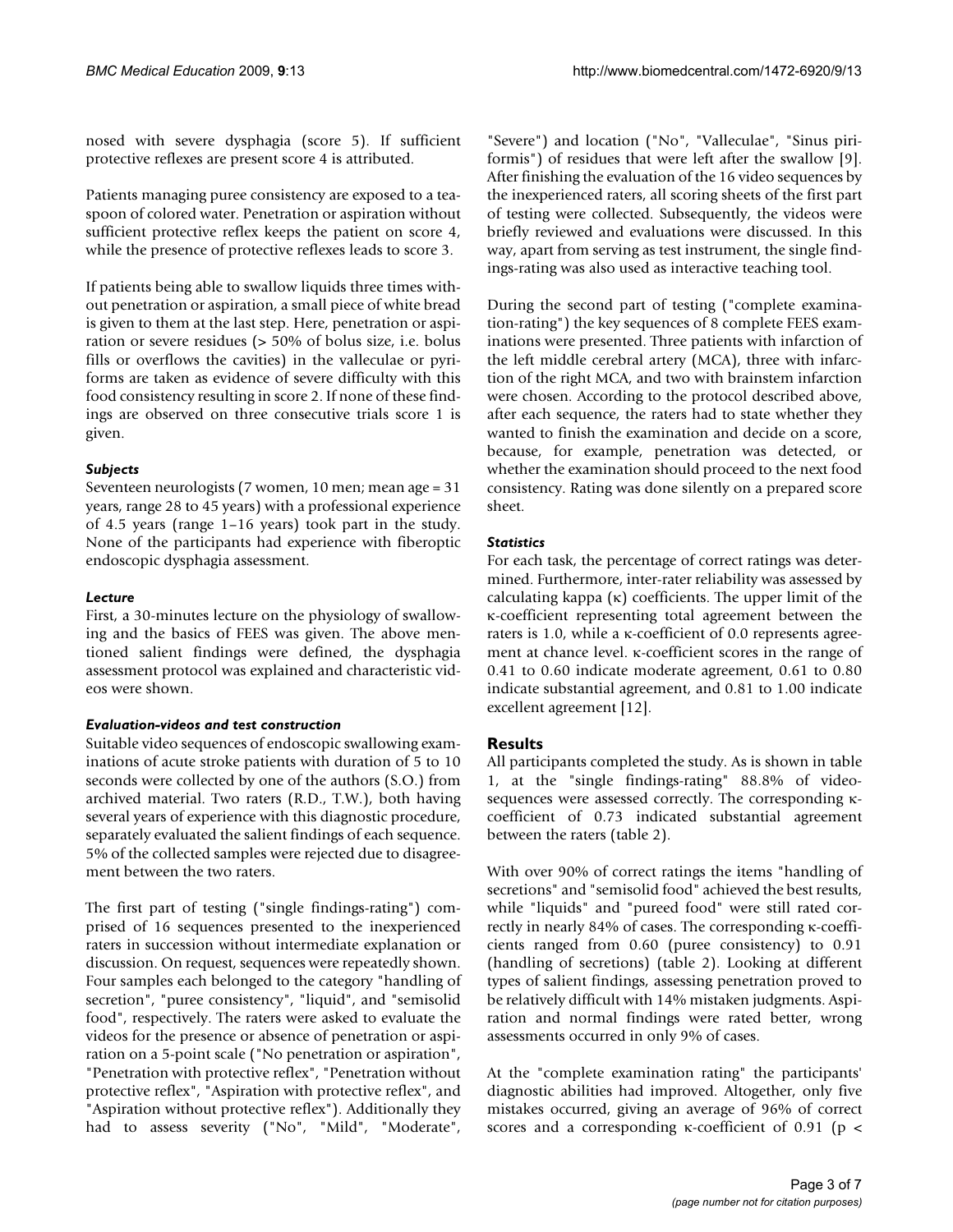nosed with severe dysphagia (score 5). If sufficient protective reflexes are present score 4 is attributed.

Patients managing puree consistency are exposed to a teaspoon of colored water. Penetration or aspiration without sufficient protective reflex keeps the patient on score 4, while the presence of protective reflexes leads to score 3.

If patients being able to swallow liquids three times without penetration or aspiration, a small piece of white bread is given to them at the last step. Here, penetration or aspiration or severe residues (> 50% of bolus size, i.e. bolus fills or overflows the cavities) in the valleculae or pyriforms are taken as evidence of severe difficulty with this food consistency resulting in score 2. If none of these findings are observed on three consecutive trials score 1 is given.

### *Subjects*

Seventeen neurologists (7 women, 10 men; mean age = 31 years, range 28 to 45 years) with a professional experience of 4.5 years (range 1–16 years) took part in the study. None of the participants had experience with fiberoptic endoscopic dysphagia assessment.

### *Lecture*

First, a 30-minutes lecture on the physiology of swallowing and the basics of FEES was given. The above mentioned salient findings were defined, the dysphagia assessment protocol was explained and characteristic videos were shown.

### *Evaluation-videos and test construction*

Suitable video sequences of endoscopic swallowing examinations of acute stroke patients with duration of 5 to 10 seconds were collected by one of the authors (S.O.) from archived material. Two raters (R.D., T.W.), both having several years of experience with this diagnostic procedure, separately evaluated the salient findings of each sequence. 5% of the collected samples were rejected due to disagreement between the two raters.

The first part of testing ("single findings-rating") comprised of 16 sequences presented to the inexperienced raters in succession without intermediate explanation or discussion. On request, sequences were repeatedly shown. Four samples each belonged to the category "handling of secretion", "puree consistency", "liquid", and "semisolid food", respectively. The raters were asked to evaluate the videos for the presence or absence of penetration or aspiration on a 5-point scale ("No penetration or aspiration", "Penetration with protective reflex", "Penetration without protective reflex", "Aspiration with protective reflex", and "Aspiration without protective reflex"). Additionally they had to assess severity ("No", "Mild", "Moderate", "Severe") and location ("No", "Valleculae", "Sinus piriformis") of residues that were left after the swallow [9]. After finishing the evaluation of the 16 video sequences by the inexperienced raters, all scoring sheets of the first part of testing were collected. Subsequently, the videos were briefly reviewed and evaluations were discussed. In this way, apart from serving as test instrument, the single findings-rating was also used as interactive teaching tool.

During the second part of testing ("complete examination-rating") the key sequences of 8 complete FEES examinations were presented. Three patients with infarction of the left middle cerebral artery (MCA), three with infarction of the right MCA, and two with brainstem infarction were chosen. According to the protocol described above, after each sequence, the raters had to state whether they wanted to finish the examination and decide on a score, because, for example, penetration was detected, or whether the examination should proceed to the next food consistency. Rating was done silently on a prepared score sheet.

### *Statistics*

For each task, the percentage of correct ratings was determined. Furthermore, inter-rater reliability was assessed by calculating kappa ($\kappa$) coefficients. The upper limit of the $\kappa$-coefficient representing total agreement between the raters is 1.0, while a $\kappa$-coefficient of 0.0 represents agreement at chance level. $\kappa$-coefficient scores in the range of 0.41 to 0.60 indicate moderate agreement, 0.61 to 0.80 indicate substantial agreement, and 0.81 to 1.00 indicate excellent agreement [12].

## Results

All participants completed the study. As is shown in table 1, at the "single findings-rating" 88.8% of video-sequences were assessed correctly. The corresponding $\kappa$-coefficient of 0.73 indicated substantial agreement between the raters (table 2).

With over 90% of correct ratings the items "handling of secretions" and "semisolid food" achieved the best results, while "liquids" and "pureed food" were still rated correctly in nearly 84% of cases. The corresponding $\kappa$-coefficients ranged from 0.60 (puree consistency) to 0.91 (handling of secretions) (table 2). Looking at different types of salient findings, assessing penetration proved to be relatively difficult with 14% mistaken judgments. Aspiration and normal findings were rated better, wrong assessments occurred in only 9% of cases.

At the "complete examination rating" the participants' diagnostic abilities had improved. Altogether, only five mistakes occurred, giving an average of 96% of correct scores and a corresponding $\kappa$-coefficient of 0.91 ($p <$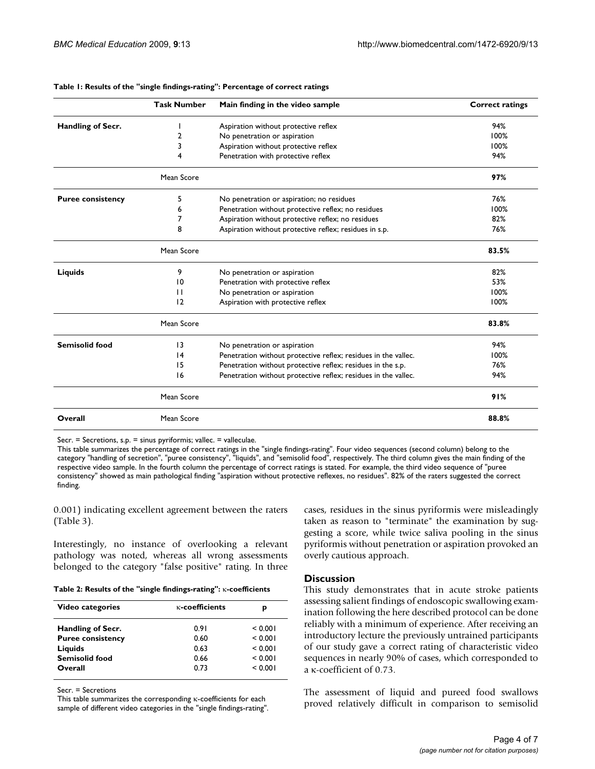**Table 1: Results of the "single findings-rating": Percentage of correct ratings**

| | Task Number | Main finding in the video sample | Correct ratings |
|---|---|---|---|
| **Handling of Secr.** | 1 | Aspiration without protective reflex | 94% |
| | 2 | No penetration or aspiration | 100% |
| | 3 | Aspiration without protective reflex | 100% |
| | 4 | Penetration with protective reflex | 94% |
| | Mean Score | | **97%** |
| **Puree consistency** | 5 | No penetration or aspiration; no residues | 76% |
| | 6 | Penetration without protective reflex; no residues | 100% |
| | 7 | Aspiration without protective reflex; no residues | 82% |
| | 8 | Aspiration without protective reflex; residues in s.p. | 76% |
| | Mean Score | | **83.5%** |
| **Liquids** | 9 | No penetration or aspiration | 82% |
| | 10 | Penetration with protective reflex | 53% |
| | 11 | No penetration or aspiration | 100% |
| | 12 | Aspiration with protective reflex | 100% |
| | Mean Score | | **83.8%** |
| **Semisolid food** | 13 | No penetration or aspiration | 94% |
| | 14 | Penetration without protective reflex; residues in the vallec. | 100% |
| | 15 | Penetration without protective reflex; residues in the s.p. | 76% |
| | 16 | Penetration without protective reflex; residues in the vallec. | 94% |
| | Mean Score | | **91%** |
| **Overall** | Mean Score | | **88.8%** |

Secr. = Secretions, s.p. = sinus pyriformis; vallec. = valleculae.
This table summarizes the percentage of correct ratings in the "single findings-rating". Four video sequences (second column) belong to the category "handling of secretion", "puree consistency", "liquids", and "semisolid food", respectively. The third column gives the main finding of the respective video sample. In the fourth column the percentage of correct ratings is stated. For example, the third video sequence of "puree consistency" showed as main pathological finding "aspiration without protective reflexes, no residues". 82% of the raters suggested the correct finding.

0.001) indicating excellent agreement between the raters (Table 3).

Interestingly, no instance of overlooking a relevant pathology was noted, whereas all wrong assessments belonged to the category "false positive" rating. In three cases, residues in the sinus pyriformis were misleadingly taken as reason to "terminate" the examination by suggesting a score, while twice saliva pooling in the sinus pyriformis without penetration or aspiration provoked an overly cautious approach.

**Table 2: Results of the "single findings-rating": κ-coefficients**

| Video categories | κ-coefficients | p |
|---|---|---|
| **Handling of Secr.** | 0.91 | < 0.001 |
| **Puree consistency** | 0.60 | < 0.001 |
| **Liquids** | 0.63 | < 0.001 |
| **Semisolid food** | 0.66 | < 0.001 |
| **Overall** | 0.73 | < 0.001 |

Secr. = Secretions
This table summarizes the corresponding κ-coefficients for each sample of different video categories in the "single findings-rating".

## Discussion

This study demonstrates that in acute stroke patients assessing salient findings of endoscopic swallowing examination following the here described protocol can be done reliably with a minimum of experience. After receiving an introductory lecture the previously untrained participants of our study gave a correct rating of characteristic video sequences in nearly 90% of cases, which corresponded to a κ-coefficient of 0.73.

The assessment of liquid and pureed food swallows proved relatively difficult in comparison to semisolid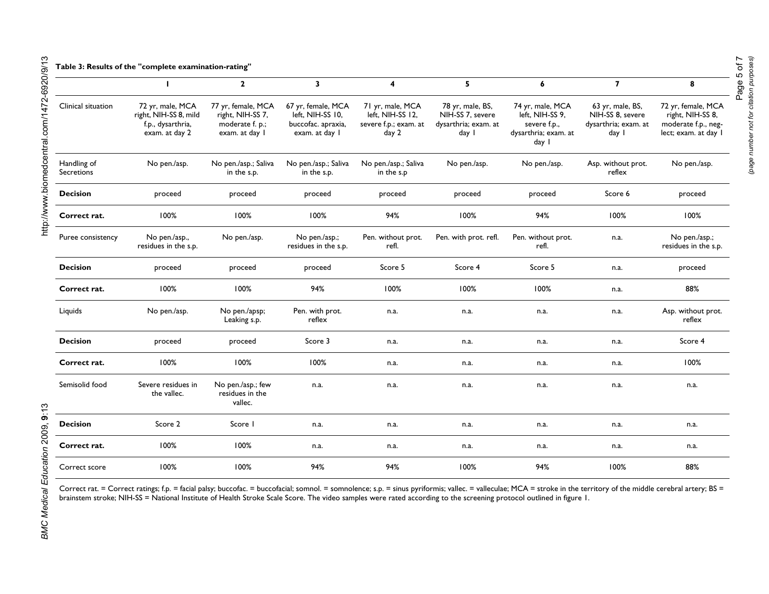**Table 3: Results of the "complete examination-rating"**

| | 1 | 2 | 3 | 4 | 5 | 6 | 7 | 8 |
|---|---|---|---|---|---|---|---|---|
| Clinical situation | 72 yr, male, MCA right, NIH-SS 8, mild f.p., dysarthria, exam. at day 2 | 77 yr, female, MCA right, NIH-SS 7, moderate f. p.; exam. at day 1 | 67 yr, female, MCA left, NIH-SS 10, buccofac. apraxia, exam. at day 1 | 71 yr, male, MCA left, NIH-SS 12, severe f.p.; exam. at day 2 | 78 yr, male, BS, NIH-SS 7, severe dysarthria; exam. at day 1 | 74 yr, male, MCA left, NIH-SS 9, severe f.p., dysarthria; exam. at day 1 | 63 yr, male, BS, NIH-SS 8, severe dysarthria; exam. at day 1 | 72 yr, female, MCA right, NIH-SS 8, moderate f.p., neglect; exam. at day 1 |
| Handling of Secretions | No pen./asp. | No pen./asp.; Saliva in the s.p. | No pen./asp.; Saliva in the s.p. | No pen./asp.; Saliva in the s.p | No pen./asp. | No pen./asp. | Asp. without prot. reflex | No pen./asp. |
| **Decision** | proceed | proceed | proceed | proceed | proceed | proceed | Score 6 | proceed |
| **Correct rat.** | 100% | 100% | 100% | 94% | 100% | 94% | 100% | 100% |
| Puree consistency | No pen./asp., residues in the s.p. | No pen./asp. | No pen./asp.; residues in the s.p. | Pen. without prot. refl. | Pen. with prot. refl. | Pen. without prot. refl. | n.a. | No pen./asp.; residues in the s.p. |
| **Decision** | proceed | proceed | proceed | Score 5 | Score 4 | Score 5 | n.a. | proceed |
| **Correct rat.** | 100% | 100% | 94% | 100% | 100% | 100% | n.a. | 88% |
| Liquids | No pen./asp. | No pen./apsp; Leaking s.p. | Pen. with prot. reflex | n.a. | n.a. | n.a. | n.a. | Asp. without prot. reflex |
| **Decision** | proceed | proceed | Score 3 | n.a. | n.a. | n.a. | n.a. | Score 4 |
| **Correct rat.** | 100% | 100% | 100% | n.a. | n.a. | n.a. | n.a. | 100% |
| Semisolid food | Severe residues in the vallec. | No pen./asp.; few residues in the vallec. | n.a. | n.a. | n.a. | n.a. | n.a. | n.a. |
| **Decision** | Score 2 | Score 1 | n.a. | n.a. | n.a. | n.a. | n.a. | n.a. |
| **Correct rat.** | 100% | 100% | n.a. | n.a. | n.a. | n.a. | n.a. | n.a. |
| Correct score | 100% | 100% | 94% | 94% | 100% | 94% | 100% | 88% |

Correct rat. = Correct ratings; f.p. = facial palsy; buccofac. = buccofacial; somnol. = somnolence; s.p. = sinus pyriformis; vallec. = valleculae; MCA = stroke in the territory of the middle cerebral artery; BS = brainstem stroke; NIH-SS = National Institute of Health Stroke Scale Score. The video samples were rated according to the screening protocol outlined in figure 1.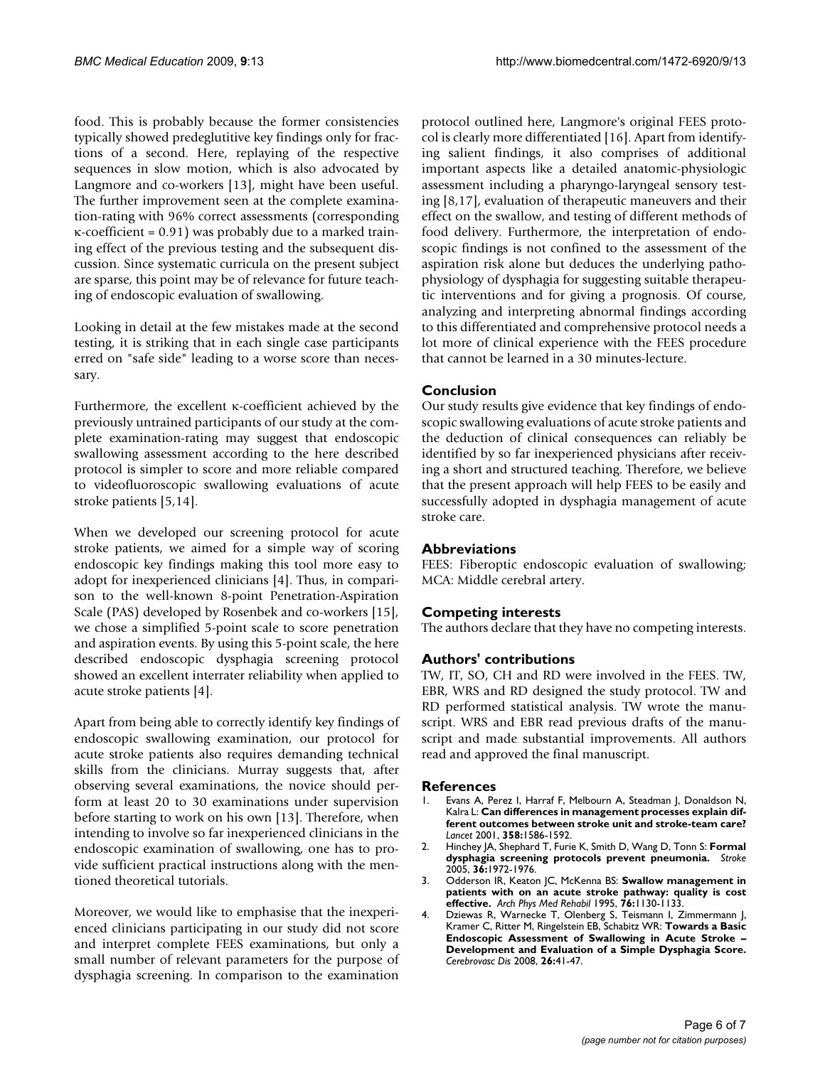food. This is probably because the former consistencies typically showed predeglutitive key findings only for fractions of a second. Here, replaying of the respective sequences in slow motion, which is also advocated by Langmore and co-workers [13], might have been useful. The further improvement seen at the complete examination-rating with 96% correct assessments (corresponding $\kappa$-coefficient = 0.91) was probably due to a marked training effect of the previous testing and the subsequent discussion. Since systematic curricula on the present subject are sparse, this point may be of relevance for future teaching of endoscopic evaluation of swallowing.

Looking in detail at the few mistakes made at the second testing, it is striking that in each single case participants erred on "safe side" leading to a worse score than necessary.

Furthermore, the excellent $\kappa$-coefficient achieved by the previously untrained participants of our study at the complete examination-rating may suggest that endoscopic swallowing assessment according to the here described protocol is simpler to score and more reliable compared to videofluoroscopic swallowing evaluations of acute stroke patients [5,14].

When we developed our screening protocol for acute stroke patients, we aimed for a simple way of scoring endoscopic key findings making this tool more easy to adopt for inexperienced clinicians [4]. Thus, in comparison to the well-known 8-point Penetration-Aspiration Scale (PAS) developed by Rosenbek and co-workers [15], we chose a simplified 5-point scale to score penetration and aspiration events. By using this 5-point scale, the here described endoscopic dysphagia screening protocol showed an excellent interrater reliability when applied to acute stroke patients [4].

Apart from being able to correctly identify key findings of endoscopic swallowing examination, our protocol for acute stroke patients also requires demanding technical skills from the clinicians. Murray suggests that, after observing several examinations, the novice should perform at least 20 to 30 examinations under supervision before starting to work on his own [13]. Therefore, when intending to involve so far inexperienced clinicians in the endoscopic examination of swallowing, one has to provide sufficient practical instructions along with the mentioned theoretical tutorials.

Moreover, we would like to emphasise that the inexperienced clinicians participating in our study did not score and interpret complete FEES examinations, but only a small number of relevant parameters for the purpose of dysphagia screening. In comparison to the examination protocol outlined here, Langmore's original FEES protocol is clearly more differentiated [16]. Apart from identifying salient findings, it also comprises of additional important aspects like a detailed anatomic-physiologic assessment including a pharyngo-laryngeal sensory testing [8,17], evaluation of therapeutic maneuvers and their effect on the swallow, and testing of different methods of food delivery. Furthermore, the interpretation of endoscopic findings is not confined to the assessment of the aspiration risk alone but deduces the underlying pathophysiology of dysphagia for suggesting suitable therapeutic interventions and for giving a prognosis. Of course, analyzing and interpreting abnormal findings according to this differentiated and comprehensive protocol needs a lot more of clinical experience with the FEES procedure that cannot be learned in a 30 minutes-lecture.

## Conclusion

Our study results give evidence that key findings of endoscopic swallowing evaluations of acute stroke patients and the deduction of clinical consequences can reliably be identified by so far inexperienced physicians after receiving a short and structured teaching. Therefore, we believe that the present approach will help FEES to be easily and successfully adopted in dysphagia management of acute stroke care.

## Abbreviations

FEES: Fiberoptic endoscopic evaluation of swallowing; MCA: Middle cerebral artery.

## Competing interests

The authors declare that they have no competing interests.

## Authors' contributions

TW, IT, SO, CH and RD were involved in the FEES. TW, EBR, WRS and RD designed the study protocol. TW and RD performed statistical analysis. TW wrote the manuscript. WRS and EBR read previous drafts of the manuscript and made substantial improvements. All authors read and approved the final manuscript.

## References

1. Evans A, Perez I, Harraf F, Melbourn A, Steadman J, Donaldson N, Kalra L: **Can differences in management processes explain different outcomes between stroke unit and stroke-team care?** *Lancet* 2001, **358:**1586-1592.
2. Hinchey JA, Shephard T, Furie K, Smith D, Wang D, Tonn S: **Formal dysphagia screening protocols prevent pneumonia.** *Stroke* 2005, **36:**1972-1976.
3. Odderson IR, Keaton JC, McKenna BS: **Swallow management in patients with on an acute stroke pathway: quality is cost effective.** *Arch Phys Med Rehabil* 1995, **76:**1130-1133.
4. Dziewas R, Warnecke T, Olenberg S, Teismann I, Zimmermann J, Kramer C, Ritter M, Ringelstein EB, Schabitz WR: **Towards a Basic Endoscopic Assessment of Swallowing in Acute Stroke – Development and Evaluation of a Simple Dysphagia Score.** *Cerebrovasc Dis* 2008, **26:**41-47.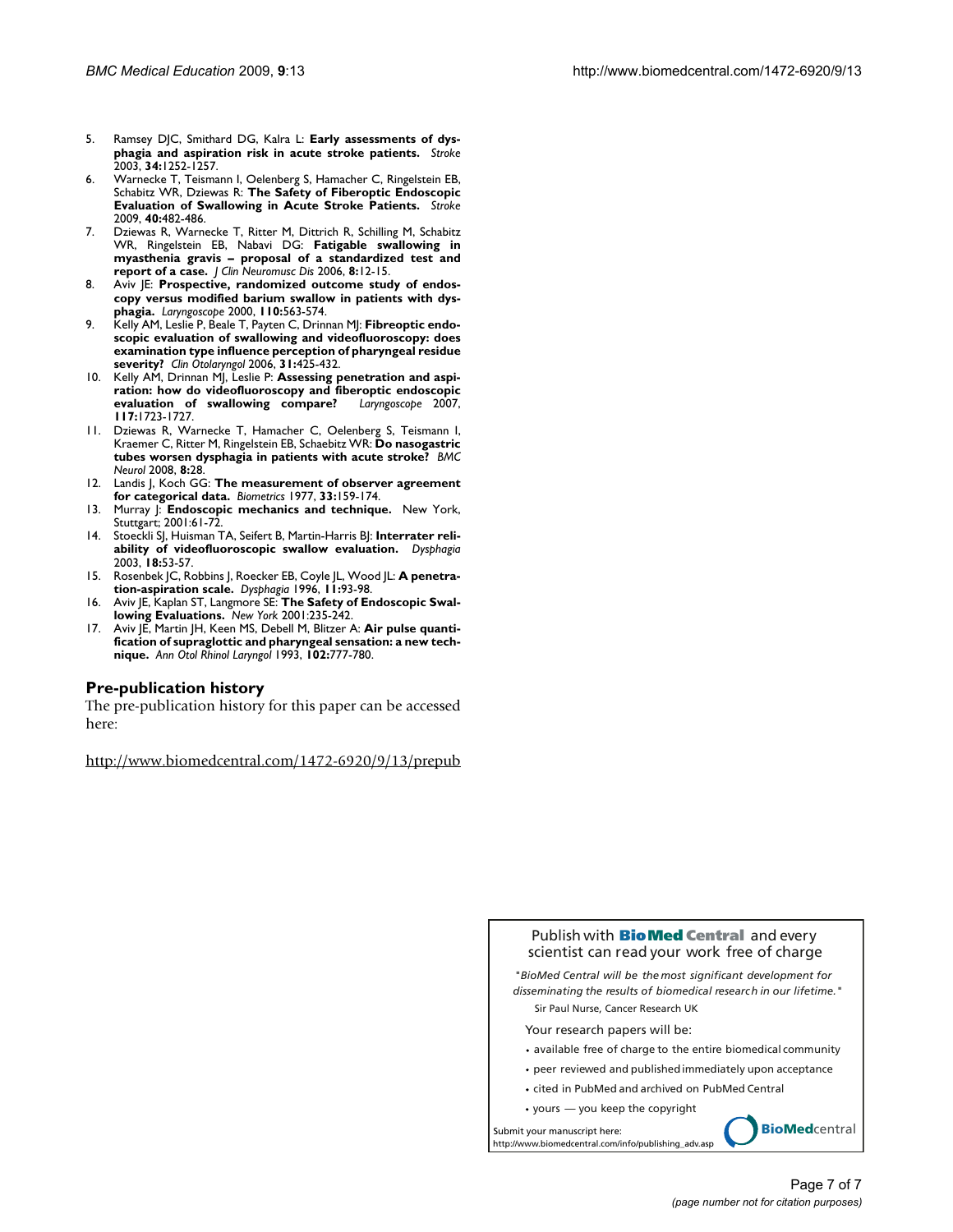5. Ramsey DJC, Smithard DG, Kalra L: **Early assessments of dysphagia and aspiration risk in acute stroke patients.** *Stroke* 2003, **34:**1252-1257.
6. Warnecke T, Teismann I, Oelenberg S, Hamacher C, Ringelstein EB, Schabitz WR, Dziewas R: **The Safety of Fiberoptic Endoscopic Evaluation of Swallowing in Acute Stroke Patients.** *Stroke* 2009, **40:**482-486.
7. Dziewas R, Warnecke T, Ritter M, Dittrich R, Schilling M, Schabitz WR, Ringelstein EB, Nabavi DG: **Fatigable swallowing in myasthenia gravis – proposal of a standardized test and report of a case.** *J Clin Neuromusc Dis* 2006, **8:**12-15.
8. Aviv JE: **Prospective, randomized outcome study of endoscopy versus modified barium swallow in patients with dysphagia.** *Laryngoscope* 2000, **110:**563-574.
9. Kelly AM, Leslie P, Beale T, Payten C, Drinnan MJ: **Fibreoptic endoscopic evaluation of swallowing and videofluoroscopy: does examination type influence perception of pharyngeal residue severity?** *Clin Otolaryngol* 2006, **31:**425-432.
10. Kelly AM, Drinnan MJ, Leslie P: **Assessing penetration and aspiration: how do videofluoroscopy and fiberoptic endoscopic evaluation of swallowing compare?** *Laryngoscope* 2007, **117:**1723-1727.
11. Dziewas R, Warnecke T, Hamacher C, Oelenberg S, Teismann I, Kraemer C, Ritter M, Ringelstein EB, Schaebitz WR: **Do nasogastric tubes worsen dysphagia in patients with acute stroke?** *BMC Neurol* 2008, **8:**28.
12. Landis J, Koch GG: **The measurement of observer agreement for categorical data.** *Biometrics* 1977, **33:**159-174.
13. Murray J: **Endoscopic mechanics and technique.** New York, Stuttgart; 2001:61-72.
14. Stoeckli SJ, Huisman TA, Seifert B, Martin-Harris BJ: **Interrater reliability of videofluoroscopic swallow evaluation.** *Dysphagia* 2003, **18:**53-57.
15. Rosenbek JC, Robbins J, Roecker EB, Coyle JL, Wood JL: **A penetration-aspiration scale.** *Dysphagia* 1996, **11:**93-98.
16. Aviv JE, Kaplan ST, Langmore SE: **The Safety of Endoscopic Swallowing Evaluations.** *New York* 2001:235-242.
17. Aviv JE, Martin JH, Keen MS, Debell M, Blitzer A: **Air pulse quantification of supraglottic and pharyngeal sensation: a new technique.** *Ann Otol Rhinol Laryngol* 1993, **102:**777-780.

## Pre-publication history

The pre-publication history for this paper can be accessed here:

http://www.biomedcentral.com/1472-6920/9/13/prepub

Publish with **BioMed Central** and every scientist can read your work free of charge

*"BioMed Central will be the most significant development for disseminating the results of biomedical research in our lifetime."*

Sir Paul Nurse, Cancer Research UK

Your research papers will be:

- available free of charge to the entire biomedical community
- peer reviewed and published immediately upon acceptance
- cited in PubMed and archived on PubMed Central
- yours — you keep the copyright

Submit your manuscript here:
http://www.biomedcentral.com/info/publishing_adv.asp

BioMedcentral